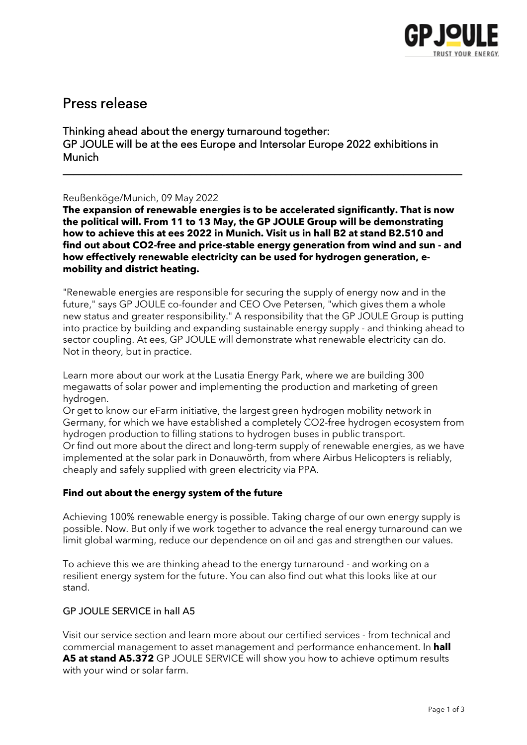# Press release

## Thinking ahead about the energy turnaround together:
## GP JOULE will be at the ees Europe and Intersolar Europe 2022 exhibitions in Munich

---

Reußenköge/Munich, 09 May 2022

**The expansion of renewable energies is to be accelerated significantly. That is now the political will. From 11 to 13 May, the GP JOULE Group will be demonstrating how to achieve this at ees 2022 in Munich. Visit us in hall B2 at stand B2.510 and find out about CO2-free and price-stable energy generation from wind and sun - and how effectively renewable electricity can be used for hydrogen generation, e-mobility and district heating.**

"Renewable energies are responsible for securing the supply of energy now and in the future," says GP JOULE co-founder and CEO Ove Petersen, "which gives them a whole new status and greater responsibility." A responsibility that the GP JOULE Group is putting into practice by building and expanding sustainable energy supply - and thinking ahead to sector coupling. At ees, GP JOULE will demonstrate what renewable electricity can do. Not in theory, but in practice.

Learn more about our work at the Lusatia Energy Park, where we are building 300 megawatts of solar power and implementing the production and marketing of green hydrogen.
Or get to know our eFarm initiative, the largest green hydrogen mobility network in Germany, for which we have established a completely CO2-free hydrogen ecosystem from hydrogen production to filling stations to hydrogen buses in public transport.
Or find out more about the direct and long-term supply of renewable energies, as we have implemented at the solar park in Donauwörth, from where Airbus Helicopters is reliably, cheaply and safely supplied with green electricity via PPA.

### Find out about the energy system of the future

Achieving 100% renewable energy is possible. Taking charge of our own energy supply is possible. Now. But only if we work together to advance the real energy turnaround can we limit global warming, reduce our dependence on oil and gas and strengthen our values.

To achieve this we are thinking ahead to the energy turnaround - and working on a resilient energy system for the future. You can also find out what this looks like at our stand.

### GP JOULE SERVICE in hall A5

Visit our service section and learn more about our certified services - from technical and commercial management to asset management and performance enhancement. In **hall A5 at stand A5.372** GP JOULE SERVICE will show you how to achieve optimum results with your wind or solar farm.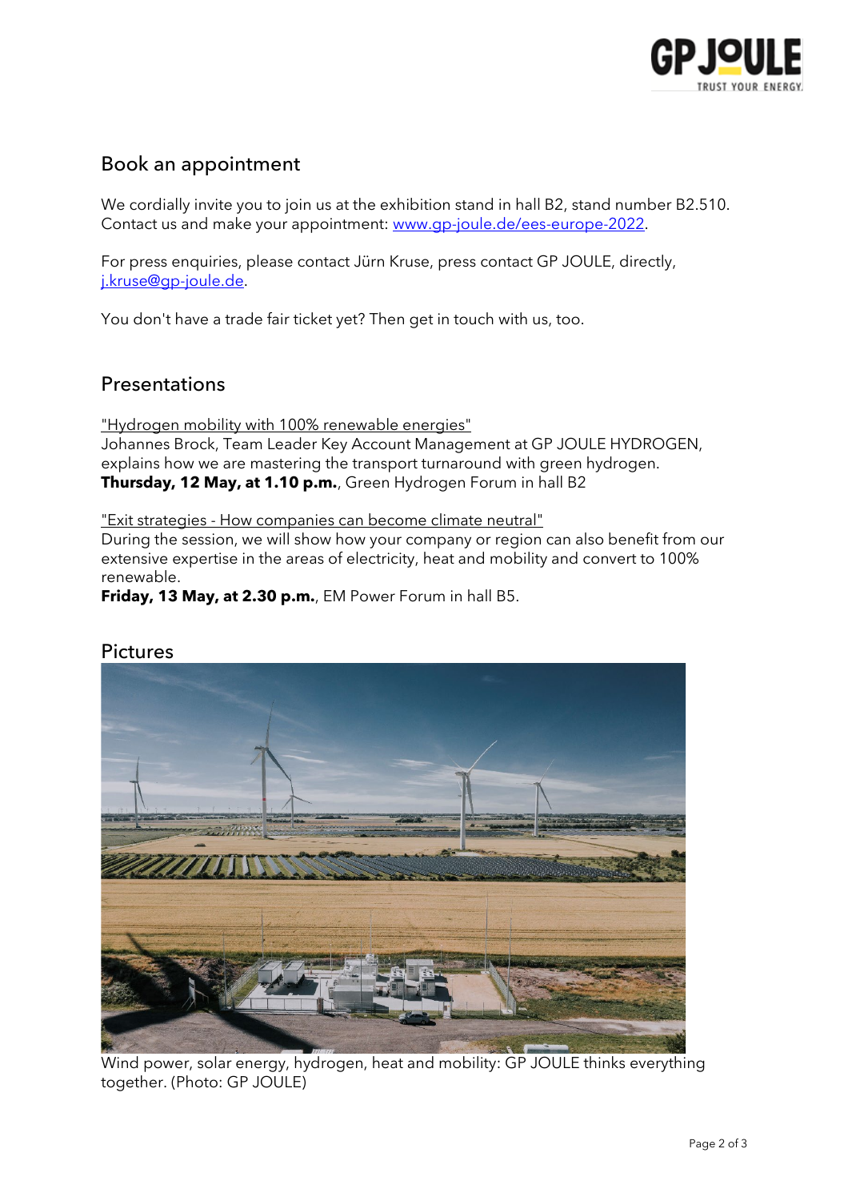## Book an appointment

We cordially invite you to join us at the exhibition stand in hall B2, stand number B2.510. Contact us and make your appointment: [www.gp-joule.de/ees-europe-2022](www.gp-joule.de/ees-europe-2022).

For press enquiries, please contact Jürn Kruse, press contact GP JOULE, directly, [j.kruse@gp-joule.de](mailto:j.kruse@gp-joule.de).

You don't have a trade fair ticket yet? Then get in touch with us, too.

## Presentations

"Hydrogen mobility with 100% renewable energies"
Johannes Brock, Team Leader Key Account Management at GP JOULE HYDROGEN, explains how we are mastering the transport turnaround with green hydrogen.
**Thursday, 12 May, at 1.10 p.m.**, Green Hydrogen Forum in hall B2

"Exit strategies - How companies can become climate neutral"
During the session, we will show how your company or region can also benefit from our extensive expertise in the areas of electricity, heat and mobility and convert to 100% renewable.
**Friday, 13 May, at 2.30 p.m.**, EM Power Forum in hall B5.

## Pictures

Wind power, solar energy, hydrogen, heat and mobility: GP JOULE thinks everything together. (Photo: GP JOULE)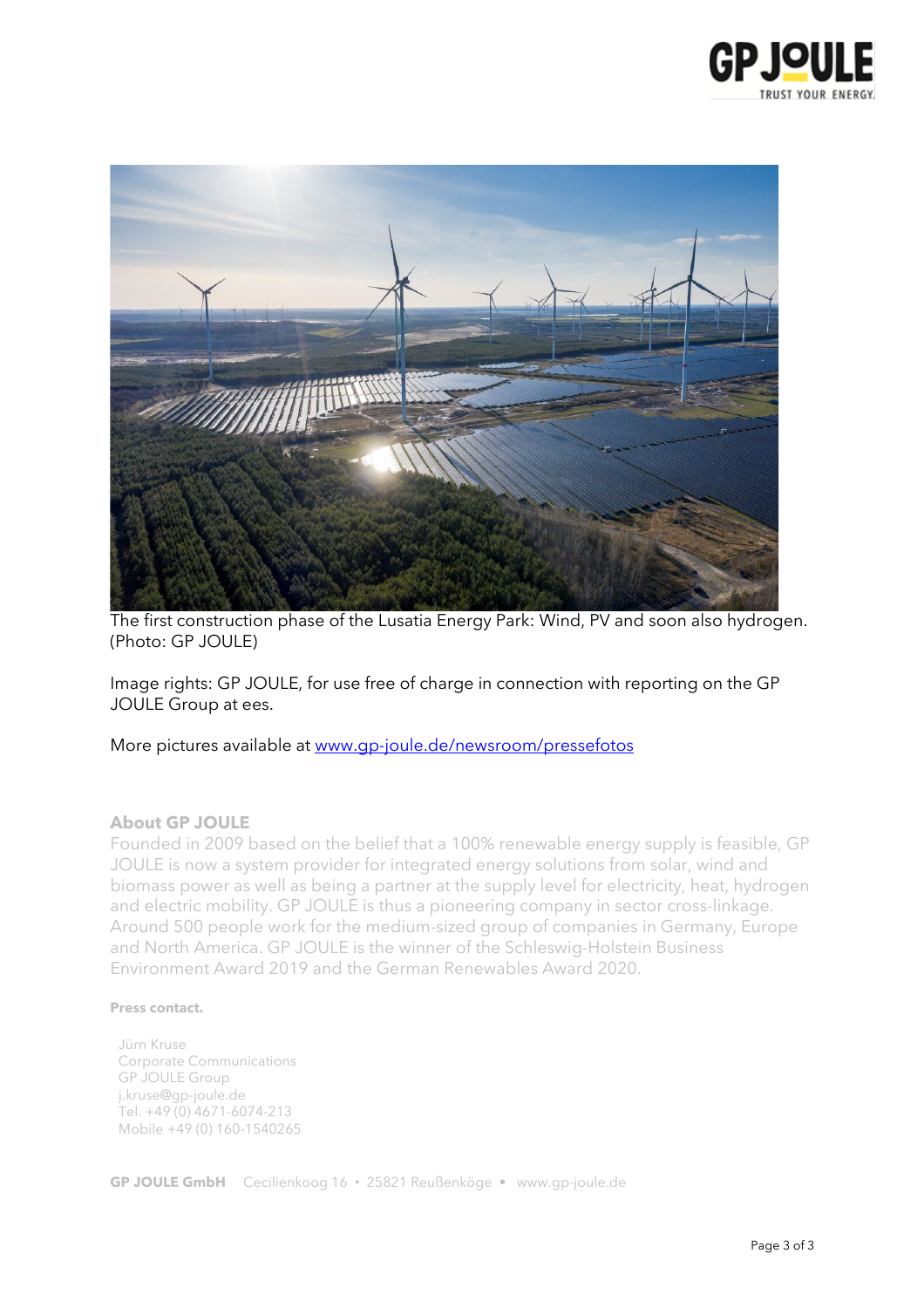The first construction phase of the Lusatia Energy Park: Wind, PV and soon also hydrogen. (Photo: GP JOULE)

Image rights: GP JOULE, for use free of charge in connection with reporting on the GP JOULE Group at ees.

More pictures available at [www.gp-joule.de/newsroom/pressefotos](www.gp-joule.de/newsroom/pressefotos)

## About GP JOULE

Founded in 2009 based on the belief that a 100% renewable energy supply is feasible, GP JOULE is now a system provider for integrated energy solutions from solar, wind and biomass power as well as being a partner at the supply level for electricity, heat, hydrogen and electric mobility. GP JOULE is thus a pioneering company in sector cross-linkage. Around 500 people work for the medium-sized group of companies in Germany, Europe and North America. GP JOULE is the winner of the Schleswig-Holstein Business Environment Award 2019 and the German Renewables Award 2020.

**Press contact.**

Jürn Kruse
Corporate Communications
GP JOULE Group
j.kruse@gp-joule.de
Tel. +49 (0) 4671-6074-213
Mobile +49 (0) 160-1540265

**GP JOULE GmbH** Cecilienkoog 16 • 25821 Reußenköge • www.gp-joule.de